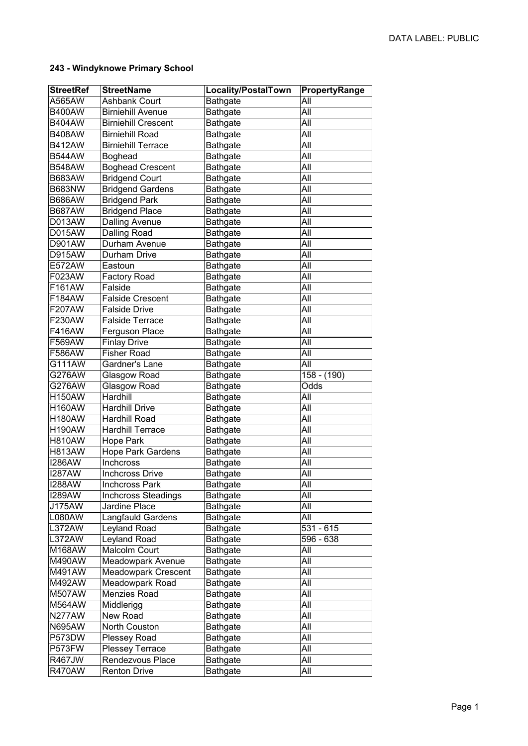DATA LABEL: PUBLIC

**243 - Windyknowe Primary School**

| StreetRef | StreetName | Locality/PostalTown | PropertyRange |
|---|---|---|---|
| A565AW | Ashbank Court | Bathgate | All |
| B400AW | Birniehill Avenue | Bathgate | All |
| B404AW | Birniehill Crescent | Bathgate | All |
| B408AW | Birniehill Road | Bathgate | All |
| B412AW | Birniehill Terrace | Bathgate | All |
| B544AW | Boghead | Bathgate | All |
| B548AW | Boghead Crescent | Bathgate | All |
| B683AW | Bridgend Court | Bathgate | All |
| B683NW | Bridgend Gardens | Bathgate | All |
| B686AW | Bridgend Park | Bathgate | All |
| B687AW | Bridgend Place | Bathgate | All |
| D013AW | Dalling Avenue | Bathgate | All |
| D015AW | Dalling Road | Bathgate | All |
| D901AW | Durham Avenue | Bathgate | All |
| D915AW | Durham Drive | Bathgate | All |
| E572AW | Eastoun | Bathgate | All |
| F023AW | Factory Road | Bathgate | All |
| F161AW | Falside | Bathgate | All |
| F184AW | Falside Crescent | Bathgate | All |
| F207AW | Falside Drive | Bathgate | All |
| F230AW | Falside Terrace | Bathgate | All |
| F416AW | Ferguson Place | Bathgate | All |
| F569AW | Finlay Drive | Bathgate | All |
| F586AW | Fisher Road | Bathgate | All |
| G111AW | Gardner's Lane | Bathgate | All |
| G276AW | Glasgow Road | Bathgate | 158 - (190) |
| G276AW | Glasgow Road | Bathgate | Odds |
| H150AW | Hardhill | Bathgate | All |
| H160AW | Hardhill Drive | Bathgate | All |
| H180AW | Hardhill Road | Bathgate | All |
| H190AW | Hardhill Terrace | Bathgate | All |
| H810AW | Hope Park | Bathgate | All |
| H813AW | Hope Park Gardens | Bathgate | All |
| I286AW | Inchcross | Bathgate | All |
| I287AW | Inchcross Drive | Bathgate | All |
| I288AW | Inchcross Park | Bathgate | All |
| I289AW | Inchcross Steadings | Bathgate | All |
| J175AW | Jardine Place | Bathgate | All |
| L080AW | Langfauld Gardens | Bathgate | All |
| L372AW | Leyland Road | Bathgate | 531 - 615 |
| L372AW | Leyland Road | Bathgate | 596 - 638 |
| M168AW | Malcolm Court | Bathgate | All |
| M490AW | Meadowpark Avenue | Bathgate | All |
| M491AW | Meadowpark Crescent | Bathgate | All |
| M492AW | Meadowpark Road | Bathgate | All |
| M507AW | Menzies Road | Bathgate | All |
| M564AW | Middlerigg | Bathgate | All |
| N277AW | New Road | Bathgate | All |
| N695AW | North Couston | Bathgate | All |
| P573DW | Plessey Road | Bathgate | All |
| P573FW | Plessey Terrace | Bathgate | All |
| R467JW | Rendezvous Place | Bathgate | All |
| R470AW | Renton Drive | Bathgate | All |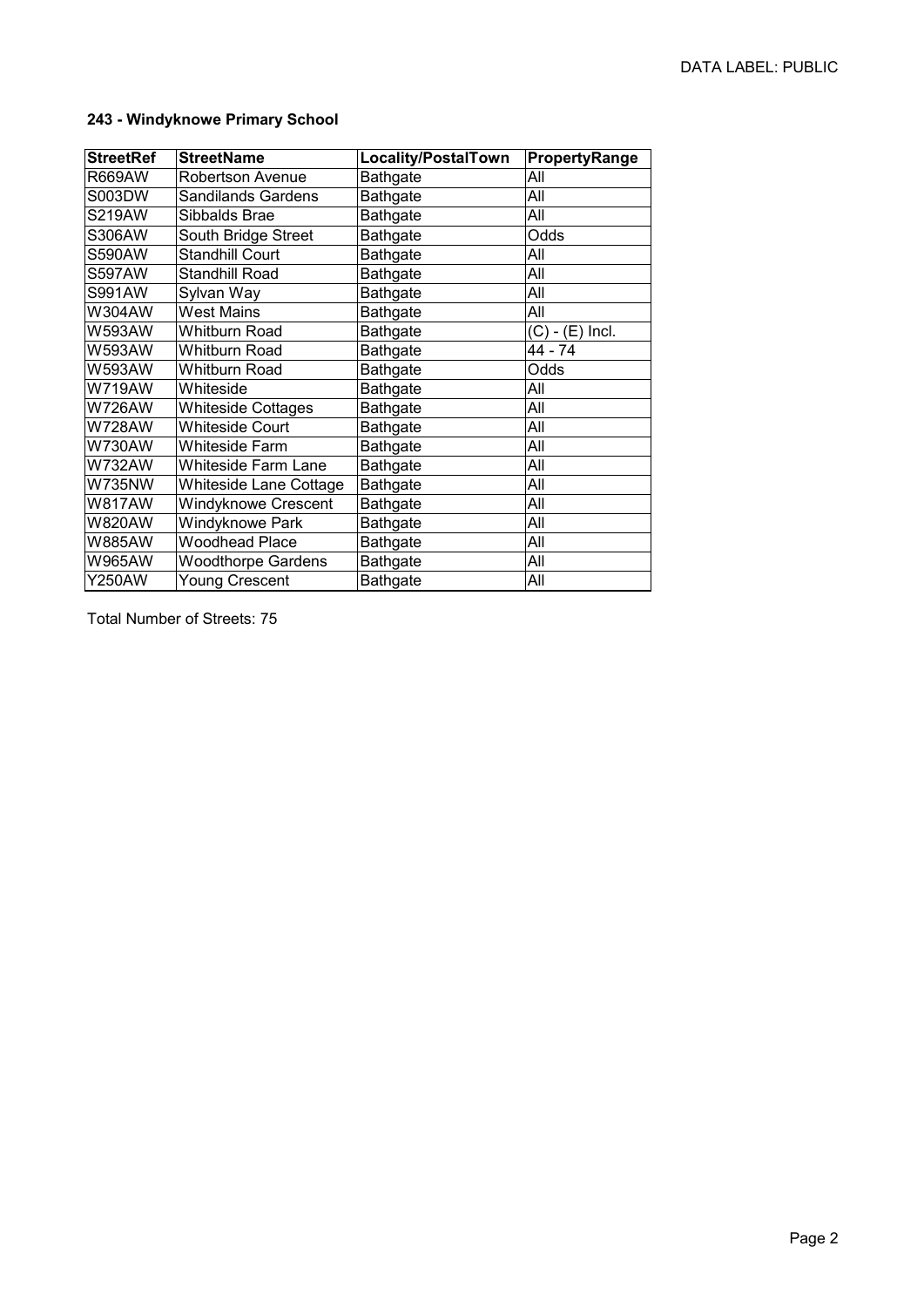## 243 - Windyknowe Primary School

| StreetRef | StreetName | Locality/PostalTown | PropertyRange |
|---|---|---|---|
| R669AW | Robertson Avenue | Bathgate | All |
| S003DW | Sandilands Gardens | Bathgate | All |
| S219AW | Sibbalds Brae | Bathgate | All |
| S306AW | South Bridge Street | Bathgate | Odds |
| S590AW | Standhill Court | Bathgate | All |
| S597AW | Standhill Road | Bathgate | All |
| S991AW | Sylvan Way | Bathgate | All |
| W304AW | West Mains | Bathgate | All |
| W593AW | Whitburn Road | Bathgate | (C) - (E) Incl. |
| W593AW | Whitburn Road | Bathgate | 44 - 74 |
| W593AW | Whitburn Road | Bathgate | Odds |
| W719AW | Whiteside | Bathgate | All |
| W726AW | Whiteside Cottages | Bathgate | All |
| W728AW | Whiteside Court | Bathgate | All |
| W730AW | Whiteside Farm | Bathgate | All |
| W732AW | Whiteside Farm Lane | Bathgate | All |
| W735NW | Whiteside Lane Cottage | Bathgate | All |
| W817AW | Windyknowe Crescent | Bathgate | All |
| W820AW | Windyknowe Park | Bathgate | All |
| W885AW | Woodhead Place | Bathgate | All |
| W965AW | Woodthorpe Gardens | Bathgate | All |
| Y250AW | Young Crescent | Bathgate | All |

Total Number of Streets: 75